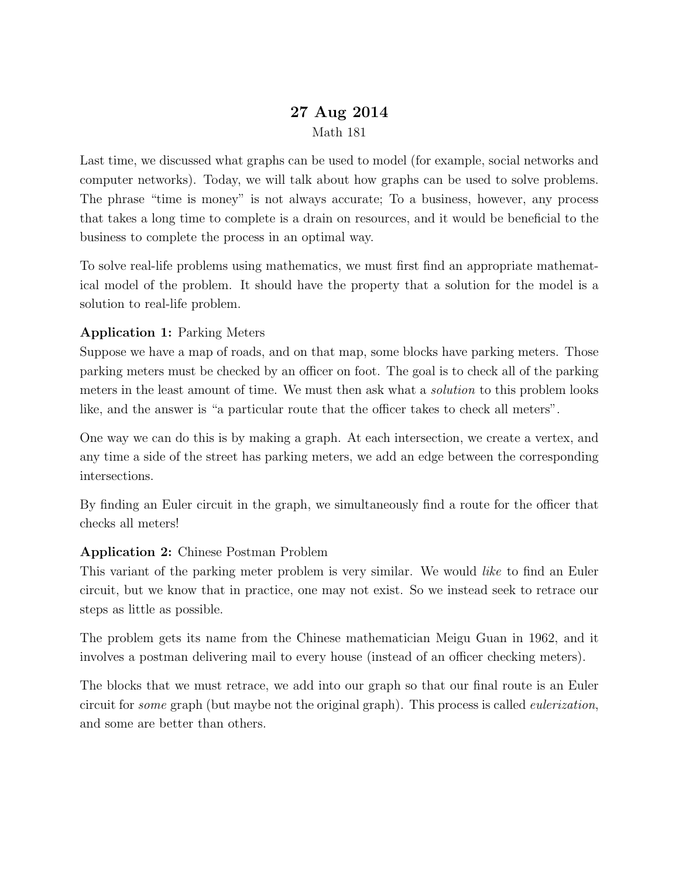# 27 Aug 2014

Math 181

Last time, we discussed what graphs can be used to model (for example, social networks and computer networks). Today, we will talk about how graphs can be used to solve problems. The phrase "time is money" is not always accurate; To a business, however, any process that takes a long time to complete is a drain on resources, and it would be beneficial to the business to complete the process in an optimal way.

To solve real-life problems using mathematics, we must first find an appropriate mathematical model of the problem. It should have the property that a solution for the model is a solution to real-life problem.

**Application 1:** Parking Meters
Suppose we have a map of roads, and on that map, some blocks have parking meters. Those parking meters must be checked by an officer on foot. The goal is to check all of the parking meters in the least amount of time. We must then ask what a *solution* to this problem looks like, and the answer is "a particular route that the officer takes to check all meters".

One way we can do this is by making a graph. At each intersection, we create a vertex, and any time a side of the street has parking meters, we add an edge between the corresponding intersections.

By finding an Euler circuit in the graph, we simultaneously find a route for the officer that checks all meters!

**Application 2:** Chinese Postman Problem
This variant of the parking meter problem is very similar. We would *like* to find an Euler circuit, but we know that in practice, one may not exist. So we instead seek to retrace our steps as little as possible.

The problem gets its name from the Chinese mathematician Meigu Guan in 1962, and it involves a postman delivering mail to every house (instead of an officer checking meters).

The blocks that we must retrace, we add into our graph so that our final route is an Euler circuit for *some* graph (but maybe not the original graph). This process is called *eulerization*, and some are better than others.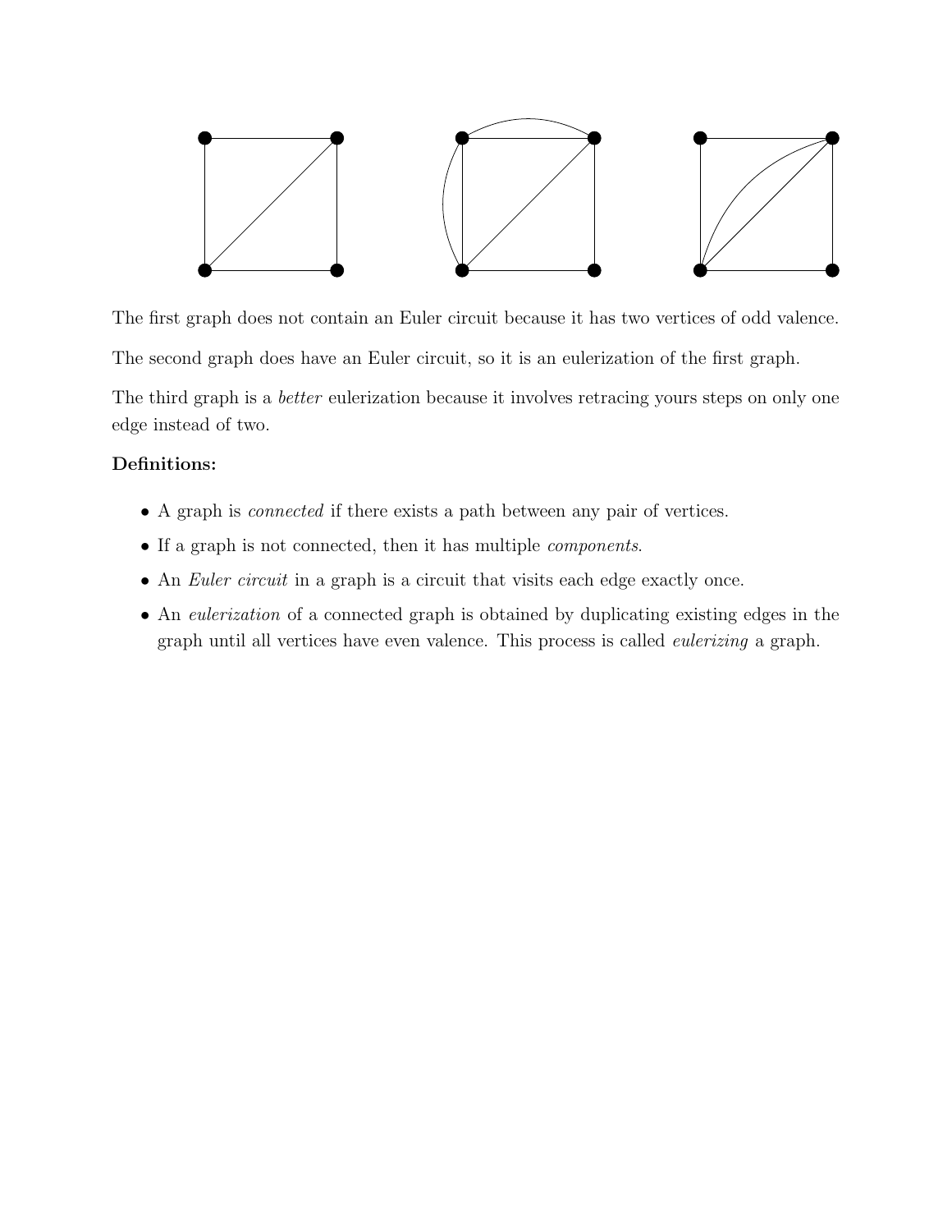The first graph does not contain an Euler circuit because it has two vertices of odd valence.

The second graph does have an Euler circuit, so it is an eulerization of the first graph.

The third graph is a *better* eulerization because it involves retracing yours steps on only one edge instead of two.

**Definitions:**

- A graph is *connected* if there exists a path between any pair of vertices.
- If a graph is not connected, then it has multiple *components*.
- An *Euler circuit* in a graph is a circuit that visits each edge exactly once.
- An *eulerization* of a connected graph is obtained by duplicating existing edges in the graph until all vertices have even valence. This process is called *eulerizing* a graph.